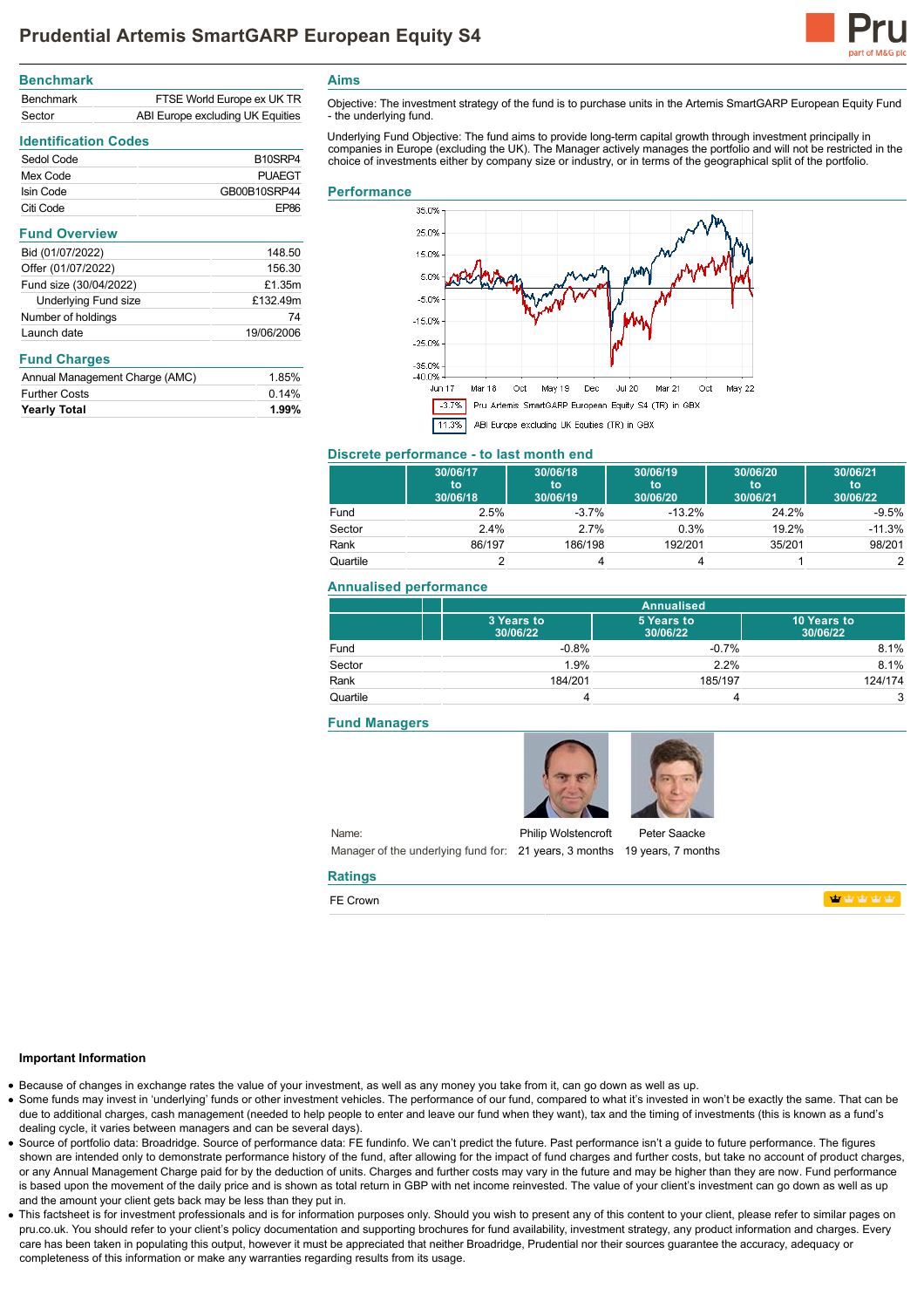# Prudential Artemis SmartGARP European Equity S4

## Benchmark

| | |
|---|---|
| Benchmark | FTSE World Europe ex UK TR |
| Sector | ABI Europe excluding UK Equities |

## Identification Codes

| | |
|---|---|
| Sedol Code | B10SRP4 |
| Mex Code | PUAEGT |
| Isin Code | GB00B10SRP44 |
| Citi Code | EP86 |

## Fund Overview

| | |
|---|---|
| Bid (01/07/2022) | 148.50 |
| Offer (01/07/2022) | 156.30 |
| Fund size (30/04/2022) | £1.35m |
| Underlying Fund size | £132.49m |
| Number of holdings | 74 |
| Launch date | 19/06/2006 |

## Fund Charges

| | |
|---|---|
| Annual Management Charge (AMC) | 1.85% |
| Further Costs | 0.14% |
| **Yearly Total** | **1.99%** |

## Aims

Objective: The investment strategy of the fund is to purchase units in the Artemis SmartGARP European Equity Fund - the underlying fund.

Underlying Fund Objective: The fund aims to provide long-term capital growth through investment principally in companies in Europe (excluding the UK). The Manager actively manages the portfolio and will not be restricted in the choice of investments either by company size or industry, or in terms of the geographical split of the portfolio.

## Performance

-3.7% Pru Artemis SmartGARP European Equity S4 (TR) in GBX

11.3% ABI Europe excluding UK Equities (TR) in GBX

## Discrete performance - to last month end

| | 30/06/17 to 30/06/18 | 30/06/18 to 30/06/19 | 30/06/19 to 30/06/20 | 30/06/20 to 30/06/21 | 30/06/21 to 30/06/22 |
|---|---|---|---|---|---|
| Fund | 2.5% | -3.7% | -13.2% | 24.2% | -9.5% |
| Sector | 2.4% | 2.7% | 0.3% | 19.2% | -11.3% |
| Rank | 86/197 | 186/198 | 192/201 | 35/201 | 98/201 |
| Quartile | 2 | 4 | 4 | 1 | 2 |

## Annualised performance

| | Annualised | | |
|---|---|---|---|
| | 3 Years to 30/06/22 | 5 Years to 30/06/22 | 10 Years to 30/06/22 |
| Fund | -0.8% | -0.7% | 8.1% |
| Sector | 1.9% | 2.2% | 8.1% |
| Rank | 184/201 | 185/197 | 124/174 |
| Quartile | 4 | 4 | 3 |

## Fund Managers

| | | |
|---|---|---|
| Name: | Philip Wolstencroft | Peter Saacke |
| Manager of the underlying fund for: | 21 years, 3 months | 19 years, 7 months |

## Ratings

FE Crown

### Important Information

- Because of changes in exchange rates the value of your investment, as well as any money you take from it, can go down as well as up.
- Some funds may invest in 'underlying' funds or other investment vehicles. The performance of our fund, compared to what it's invested in won't be exactly the same. That can be due to additional charges, cash management (needed to help people to enter and leave our fund when they want), tax and the timing of investments (this is known as a fund's dealing cycle, it varies between managers and can be several days).
- Source of portfolio data: Broadridge. Source of performance data: FE fundinfo. We can't predict the future. Past performance isn't a guide to future performance. The figures shown are intended only to demonstrate performance history of the fund, after allowing for the impact of fund charges and further costs, but take no account of product charges, or any Annual Management Charge paid for by the deduction of units. Charges and further costs may vary in the future and may be higher than they are now. Fund performance is based upon the movement of the daily price and is shown as total return in GBP with net income reinvested. The value of your client's investment can go down as well as up and the amount your client gets back may be less than they put in.
- This factsheet is for investment professionals and is for information purposes only. Should you wish to present any of this content to your client, please refer to similar pages on pru.co.uk. You should refer to your client's policy documentation and supporting brochures for fund availability, investment strategy, any product information and charges. Every care has been taken in populating this output, however it must be appreciated that neither Broadridge, Prudential nor their sources guarantee the accuracy, adequacy or completeness of this information or make any warranties regarding results from its usage.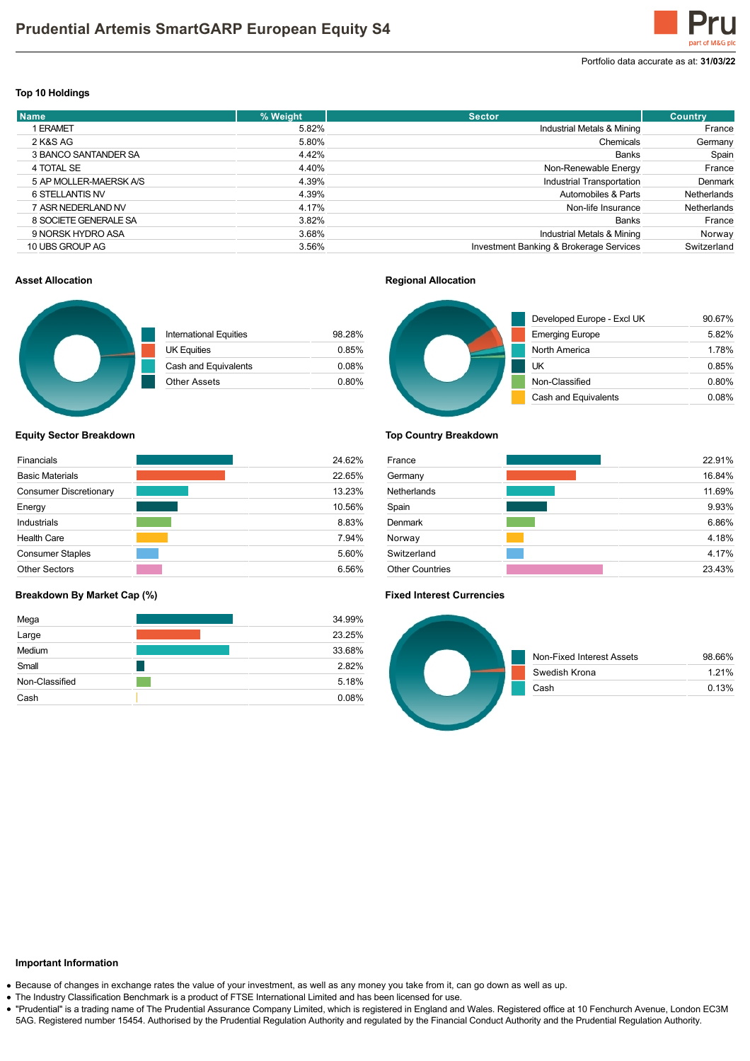# Prudential Artemis SmartGARP European Equity S4

Portfolio data accurate as at: **31/03/22**

### Top 10 Holdings

| Name | % Weight | Sector | Country |
|---|---|---|---|
| 1 ERAMET | 5.82% | Industrial Metals & Mining | France |
| 2 K&S AG | 5.80% | Chemicals | Germany |
| 3 BANCO SANTANDER SA | 4.42% | Banks | Spain |
| 4 TOTAL SE | 4.40% | Non-Renewable Energy | France |
| 5 AP MOLLER-MAERSK A/S | 4.39% | Industrial Transportation | Denmark |
| 6 STELLANTIS NV | 4.39% | Automobiles & Parts | Netherlands |
| 7 ASR NEDERLAND NV | 4.17% | Non-life Insurance | Netherlands |
| 8 SOCIETE GENERALE SA | 3.82% | Banks | France |
| 9 NORSK HYDRO ASA | 3.68% | Industrial Metals & Mining | Norway |
| 10 UBS GROUP AG | 3.56% | Investment Banking & Brokerage Services | Switzerland |

### Asset Allocation

International Equities 98.28%
UK Equities 0.85%
Cash and Equivalents 0.08%
Other Assets 0.80%

### Regional Allocation

Developed Europe - Excl UK 90.67%
Emerging Europe 5.82%
North America 1.78%
UK 0.85%
Non-Classified 0.80%
Cash and Equivalents 0.08%

### Equity Sector Breakdown

Financials 24.62%
Basic Materials 22.65%
Consumer Discretionary 13.23%
Energy 10.56%
Industrials 8.83%
Health Care 7.94%
Consumer Staples 5.60%
Other Sectors 6.56%

### Top Country Breakdown

France 22.91%
Germany 16.84%
Netherlands 11.69%
Spain 9.93%
Denmark 6.86%
Norway 4.18%
Switzerland 4.17%
Other Countries 23.43%

### Breakdown By Market Cap (%)

Mega 34.99%
Large 23.25%
Medium 33.68%
Small 2.82%
Non-Classified 5.18%
Cash 0.08%

### Fixed Interest Currencies

Non-Fixed Interest Assets 98.66%
Swedish Krona 1.21%
Cash 0.13%

### Important Information

- Because of changes in exchange rates the value of your investment, as well as any money you take from it, can go down as well as up.
- The Industry Classification Benchmark is a product of FTSE International Limited and has been licensed for use.
- "Prudential" is a trading name of The Prudential Assurance Company Limited, which is registered in England and Wales. Registered office at 10 Fenchurch Avenue, London EC3M 5AG. Registered number 15454. Authorised by the Prudential Regulation Authority and regulated by the Financial Conduct Authority and the Prudential Regulation Authority.